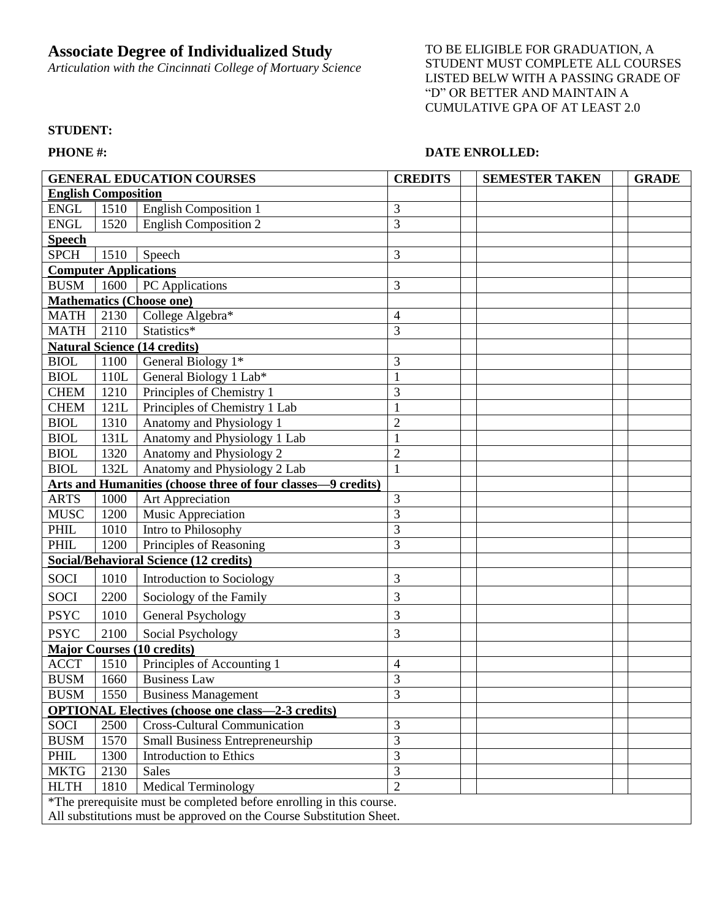# Associate Degree of Individualized Study

*Articulation with the Cincinnati College of Mortuary Science*

TO BE ELIGIBLE FOR GRADUATION, A STUDENT MUST COMPLETE ALL COURSES LISTED BELW WITH A PASSING GRADE OF "D" OR BETTER AND MAINTAIN A CUMULATIVE GPA OF AT LEAST 2.0

**STUDENT:**

**PHONE #:**

**DATE ENROLLED:**

| GENERAL EDUCATION COURSES | | | CREDITS | | SEMESTER TAKEN | | GRADE |
|---|---|---|---|---|---|---|---|
| **English Composition** | | | | | | | |
| ENGL | 1510 | English Composition 1 | 3 | | | | |
| ENGL | 1520 | English Composition 2 | 3 | | | | |
| **Speech** | | | | | | | |
| SPCH | 1510 | Speech | 3 | | | | |
| **Computer Applications** | | | | | | | |
| BUSM | 1600 | PC Applications | 3 | | | | |
| **Mathematics (Choose one)** | | | | | | | |
| MATH | 2130 | College Algebra* | 4 | | | | |
| MATH | 2110 | Statistics* | 3 | | | | |
| **Natural Science (14 credits)** | | | | | | | |
| BIOL | 1100 | General Biology 1* | 3 | | | | |
| BIOL | 110L | General Biology 1 Lab* | 1 | | | | |
| CHEM | 1210 | Principles of Chemistry 1 | 3 | | | | |
| CHEM | 121L | Principles of Chemistry 1 Lab | 1 | | | | |
| BIOL | 1310 | Anatomy and Physiology 1 | 2 | | | | |
| BIOL | 131L | Anatomy and Physiology 1 Lab | 1 | | | | |
| BIOL | 1320 | Anatomy and Physiology 2 | 2 | | | | |
| BIOL | 132L | Anatomy and Physiology 2 Lab | 1 | | | | |
| **Arts and Humanities (choose three of four classes—9 credits)** | | | | | | | |
| ARTS | 1000 | Art Appreciation | 3 | | | | |
| MUSC | 1200 | Music Appreciation | 3 | | | | |
| PHIL | 1010 | Intro to Philosophy | 3 | | | | |
| PHIL | 1200 | Principles of Reasoning | 3 | | | | |
| **Social/Behavioral Science (12 credits)** | | | | | | | |
| SOCI | 1010 | Introduction to Sociology | 3 | | | | |
| SOCI | 2200 | Sociology of the Family | 3 | | | | |
| PSYC | 1010 | General Psychology | 3 | | | | |
| PSYC | 2100 | Social Psychology | 3 | | | | |
| **Major Courses (10 credits)** | | | | | | | |
| ACCT | 1510 | Principles of Accounting 1 | 4 | | | | |
| BUSM | 1660 | Business Law | 3 | | | | |
| BUSM | 1550 | Business Management | 3 | | | | |
| **OPTIONAL Electives (choose one class—2-3 credits)** | | | | | | | |
| SOCI | 2500 | Cross-Cultural Communication | 3 | | | | |
| BUSM | 1570 | Small Business Entrepreneurship | 3 | | | | |
| PHIL | 1300 | Introduction to Ethics | 3 | | | | |
| MKTG | 2130 | Sales | 3 | | | | |
| HLTH | 1810 | Medical Terminology | 2 | | | | |

*The prerequisite must be completed before enrolling in this course.
All substitutions must be approved on the Course Substitution Sheet.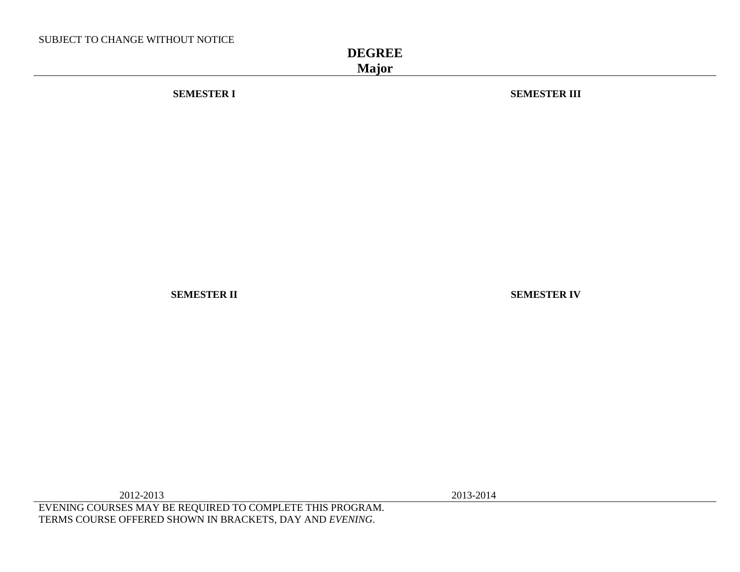SUBJECT TO CHANGE WITHOUT NOTICE

# DEGREE
## Major

**SEMESTER I**

**SEMESTER III**

**SEMESTER II**

**SEMESTER IV**

2012-2013

2013-2014

EVENING COURSES MAY BE REQUIRED TO COMPLETE THIS PROGRAM.
TERMS COURSE OFFERED SHOWN IN BRACKETS, DAY AND *EVENING*.